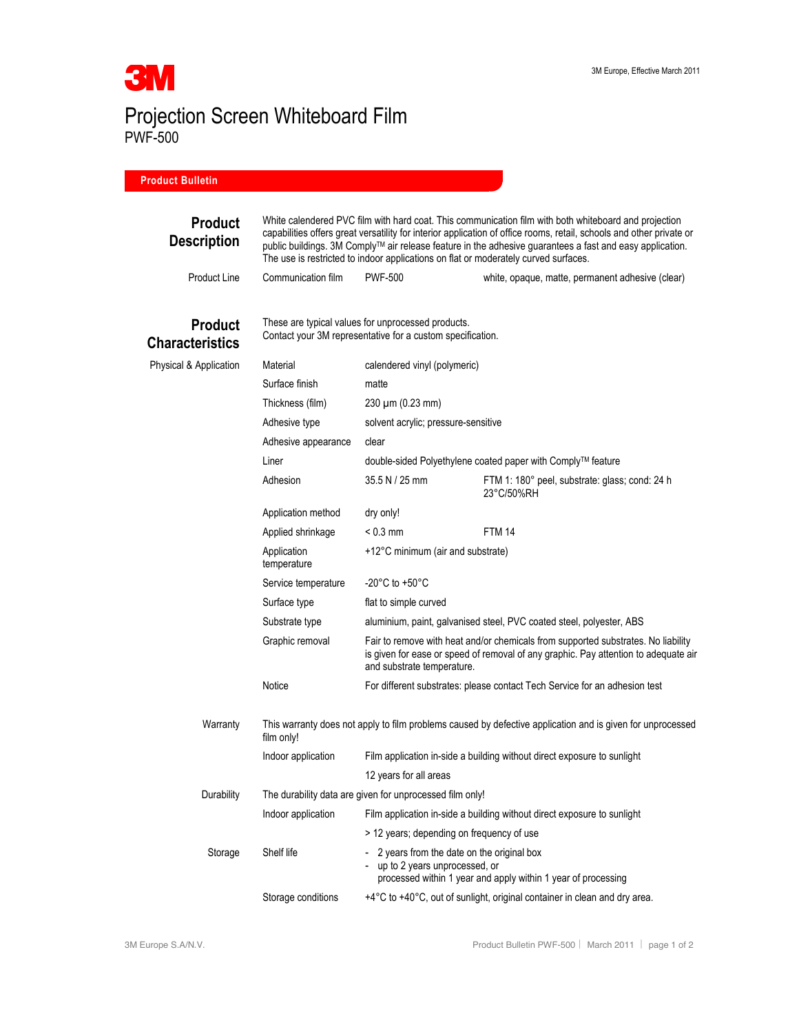# Projection Screen Whiteboard Film

PWF-500

3M Europe, Effective March 2011

**Product Bulletin**

## Product Description

White calendered PVC film with hard coat. This communication film with both whiteboard and projection capabilities offers great versatility for interior application of office rooms, retail, schools and other private or public buildings. 3M Comply™ air release feature in the adhesive guarantees a fast and easy application. The use is restricted to indoor applications on flat or moderately curved surfaces.

| Product Line | Communication film | PWF-500 | white, opaque, matte, permanent adhesive (clear) |
|---|---|---|---|

## Product Characteristics

These are typical values for unprocessed products.
Contact your 3M representative for a custom specification.

**Physical & Application**

| Property | Value | Test / Notes |
|---|---|---|
| Material | calendered vinyl (polymeric) | |
| Surface finish | matte | |
| Thickness (film) | 230 µm (0.23 mm) | |
| Adhesive type | solvent acrylic; pressure-sensitive | |
| Adhesive appearance | clear | |
| Liner | double-sided Polyethylene coated paper with Comply™ feature | |
| Adhesion | 35.5 N / 25 mm | FTM 1: 180° peel, substrate: glass; cond: 24 h 23°C/50%RH |
| Application method | dry only! | |
| Applied shrinkage | < 0.3 mm | FTM 14 |
| Application temperature | +12°C minimum (air and substrate) | |
| Service temperature | -20°C to +50°C | |
| Surface type | flat to simple curved | |
| Substrate type | aluminium, paint, galvanised steel, PVC coated steel, polyester, ABS | |
| Graphic removal | Fair to remove with heat and/or chemicals from supported substrates. No liability is given for ease or speed of removal of any graphic. Pay attention to adequate air and substrate temperature. | |
| Notice | For different substrates: please contact Tech Service for an adhesion test | |

**Warranty**

This warranty does not apply to film problems caused by defective application and is given for unprocessed film only!

| | |
|---|---|
| Indoor application | Film application in-side a building without direct exposure to sunlight |
| | 12 years for all areas |

**Durability**

The durability data are given for unprocessed film only!

| | |
|---|---|
| Indoor application | Film application in-side a building without direct exposure to sunlight |
| | > 12 years; depending on frequency of use |

**Storage**

| | |
|---|---|
| Shelf life | - 2 years from the date on the original box<br>- up to 2 years unprocessed, or processed within 1 year and apply within 1 year of processing |
| Storage conditions | +4°C to +40°C, out of sunlight, original container in clean and dry area. |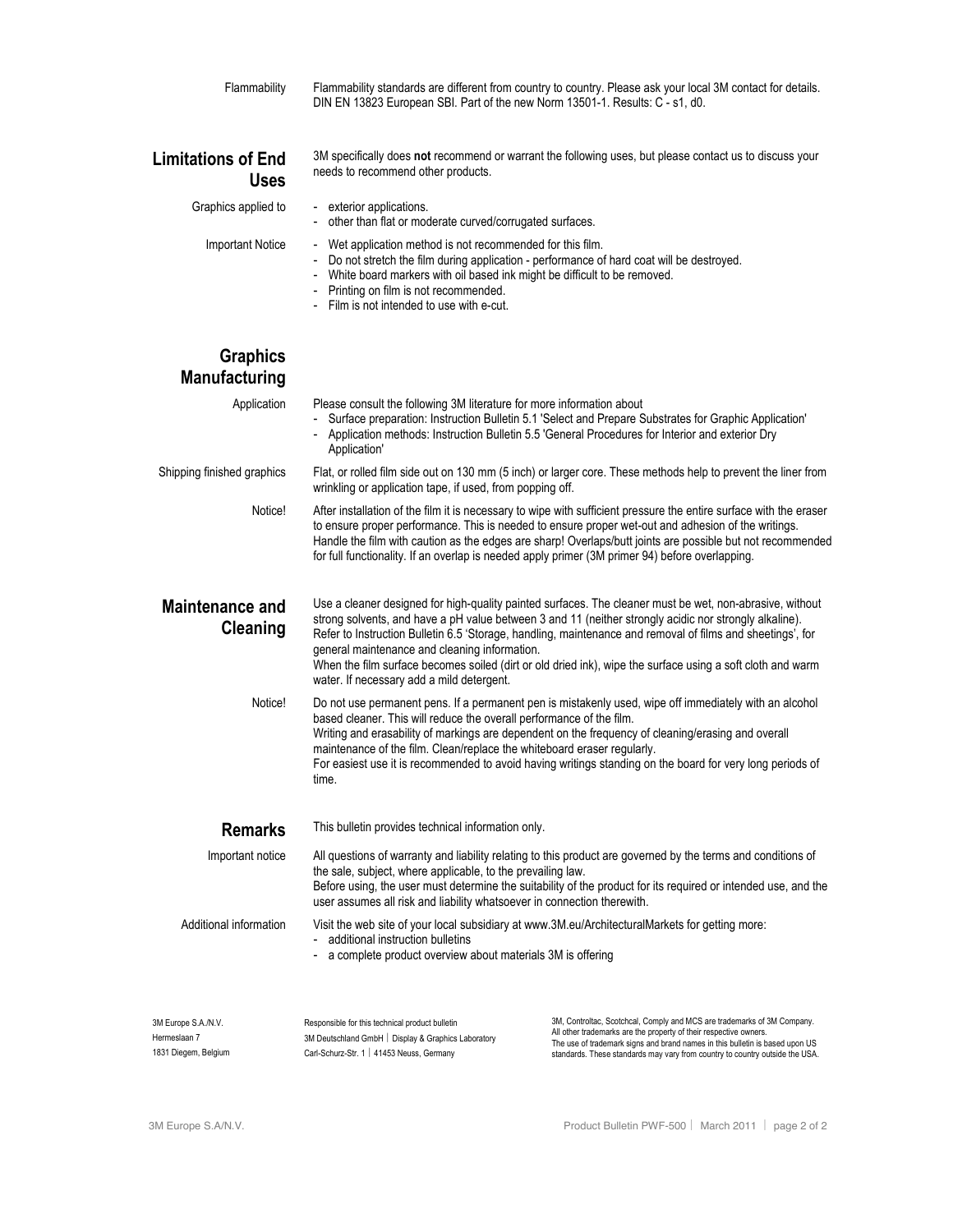**Flammability** Flammability standards are different from country to country. Please ask your local 3M contact for details. DIN EN 13823 European SBI. Part of the new Norm 13501-1. Results: C - s1, d0.

## Limitations of End Uses

3M specifically does **not** recommend or warrant the following uses, but please contact us to discuss your needs to recommend other products.

**Graphics applied to**

- exterior applications.
- other than flat or moderate curved/corrugated surfaces.

**Important Notice**

- Wet application method is not recommended for this film.
- Do not stretch the film during application - performance of hard coat will be destroyed.
- White board markers with oil based ink might be difficult to be removed.
- Printing on film is not recommended.
- Film is not intended to use with e-cut.

## Graphics Manufacturing

**Application**

Please consult the following 3M literature for more information about

- Surface preparation: Instruction Bulletin 5.1 'Select and Prepare Substrates for Graphic Application'
- Application methods: Instruction Bulletin 5.5 'General Procedures for Interior and exterior Dry Application'

**Shipping finished graphics**

Flat, or rolled film side out on 130 mm (5 inch) or larger core. These methods help to prevent the liner from wrinkling or application tape, if used, from popping off.

**Notice!**

After installation of the film it is necessary to wipe with sufficient pressure the entire surface with the eraser to ensure proper performance. This is needed to ensure proper wet-out and adhesion of the writings. Handle the film with caution as the edges are sharp! Overlaps/butt joints are possible but not recommended for full functionality. If an overlap is needed apply primer (3M primer 94) before overlapping.

## Maintenance and Cleaning

Use a cleaner designed for high-quality painted surfaces. The cleaner must be wet, non-abrasive, without strong solvents, and have a pH value between 3 and 11 (neither strongly acidic nor strongly alkaline). Refer to Instruction Bulletin 6.5 'Storage, handling, maintenance and removal of films and sheetings', for general maintenance and cleaning information.
When the film surface becomes soiled (dirt or old dried ink), wipe the surface using a soft cloth and warm water. If necessary add a mild detergent.

**Notice!**

Do not use permanent pens. If a permanent pen is mistakenly used, wipe off immediately with an alcohol based cleaner. This will reduce the overall performance of the film.
Writing and erasability of markings are dependent on the frequency of cleaning/erasing and overall maintenance of the film. Clean/replace the whiteboard eraser regularly.
For easiest use it is recommended to avoid having writings standing on the board for very long periods of time.

## Remarks

This bulletin provides technical information only.

**Important notice**

All questions of warranty and liability relating to this product are governed by the terms and conditions of the sale, subject, where applicable, to the prevailing law.
Before using, the user must determine the suitability of the product for its required or intended use, and the user assumes all risk and liability whatsoever in connection therewith.

**Additional information**

Visit the web site of your local subsidiary at www.3M.eu/ArchitecturalMarkets for getting more:

- additional instruction bulletins
- a complete product overview about materials 3M is offering

3M Europe S.A./N.V.
Hermeslaan 7
1831 Diegem, Belgium

Responsible for this technical product bulletin
3M Deutschland GmbH | Display & Graphics Laboratory
Carl-Schurz-Str. 1 | 41453 Neuss, Germany

3M, Controltac, Scotchcal, Comply and MCS are trademarks of 3M Company.
All other trademarks are the property of their respective owners.
The use of trademark signs and brand names in this bulletin is based upon US standards. These standards may vary from country to country outside the USA.